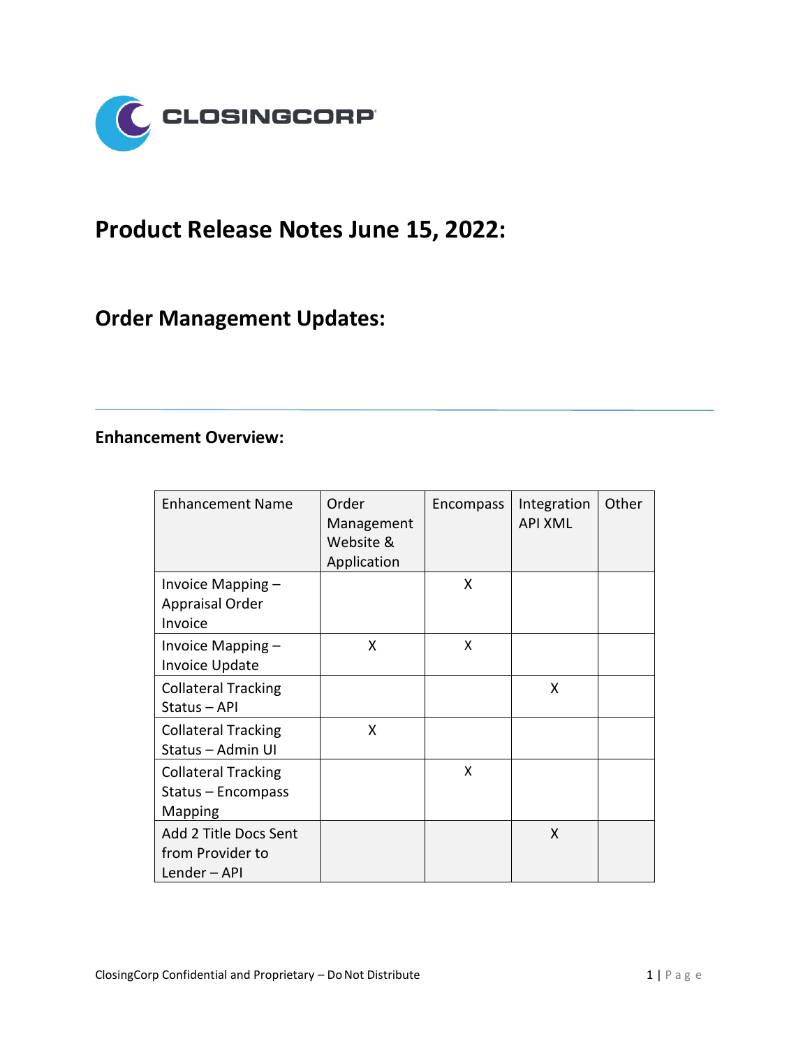# Product Release Notes June 15, 2022:

## Order Management Updates:

---

### Enhancement Overview:

| Enhancement Name | Order Management Website & Application | Encompass | Integration API XML | Other |
|---|---|---|---|---|
| Invoice Mapping – Appraisal Order Invoice | | X | | |
| Invoice Mapping – Invoice Update | X | X | | |
| Collateral Tracking Status – API | | | X | |
| Collateral Tracking Status – Admin UI | X | | | |
| Collateral Tracking Status – Encompass Mapping | | X | | |
| Add 2 Title Docs Sent from Provider to Lender – API | | | X | |

ClosingCorp Confidential and Proprietary – Do Not Distribute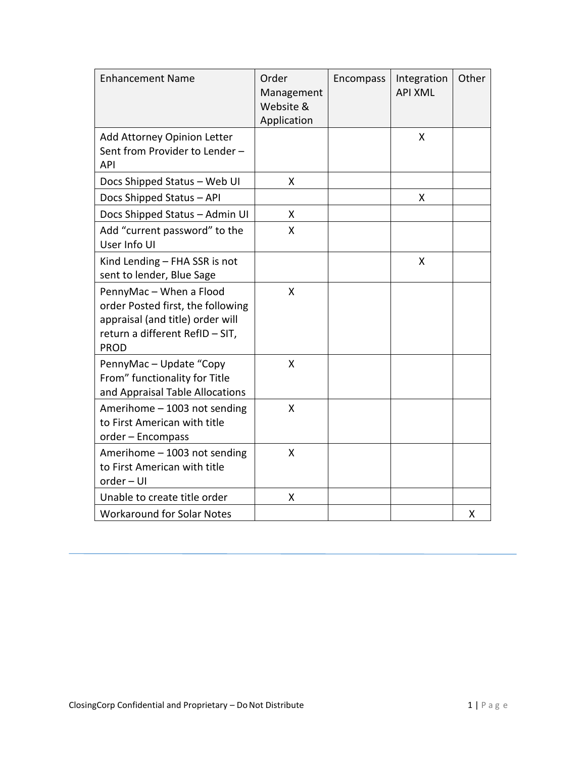| Enhancement Name | Order Management Website & Application | Encompass | Integration API XML | Other |
|---|---|---|---|---|
| Add Attorney Opinion Letter Sent from Provider to Lender – API | | | X | |
| Docs Shipped Status – Web UI | X | | | |
| Docs Shipped Status – API | | | X | |
| Docs Shipped Status – Admin UI | X | | | |
| Add “current password” to the User Info UI | X | | | |
| Kind Lending – FHA SSR is not sent to lender, Blue Sage | | | X | |
| PennyMac – When a Flood order Posted first, the following appraisal (and title) order will return a different RefID – SIT, PROD | X | | | |
| PennyMac – Update “Copy From” functionality for Title and Appraisal Table Allocations | X | | | |
| Amerihome – 1003 not sending to First American with title order – Encompass | X | | | |
| Amerihome – 1003 not sending to First American with title order – UI | X | | | |
| Unable to create title order | X | | | |
| Workaround for Solar Notes | | | | X |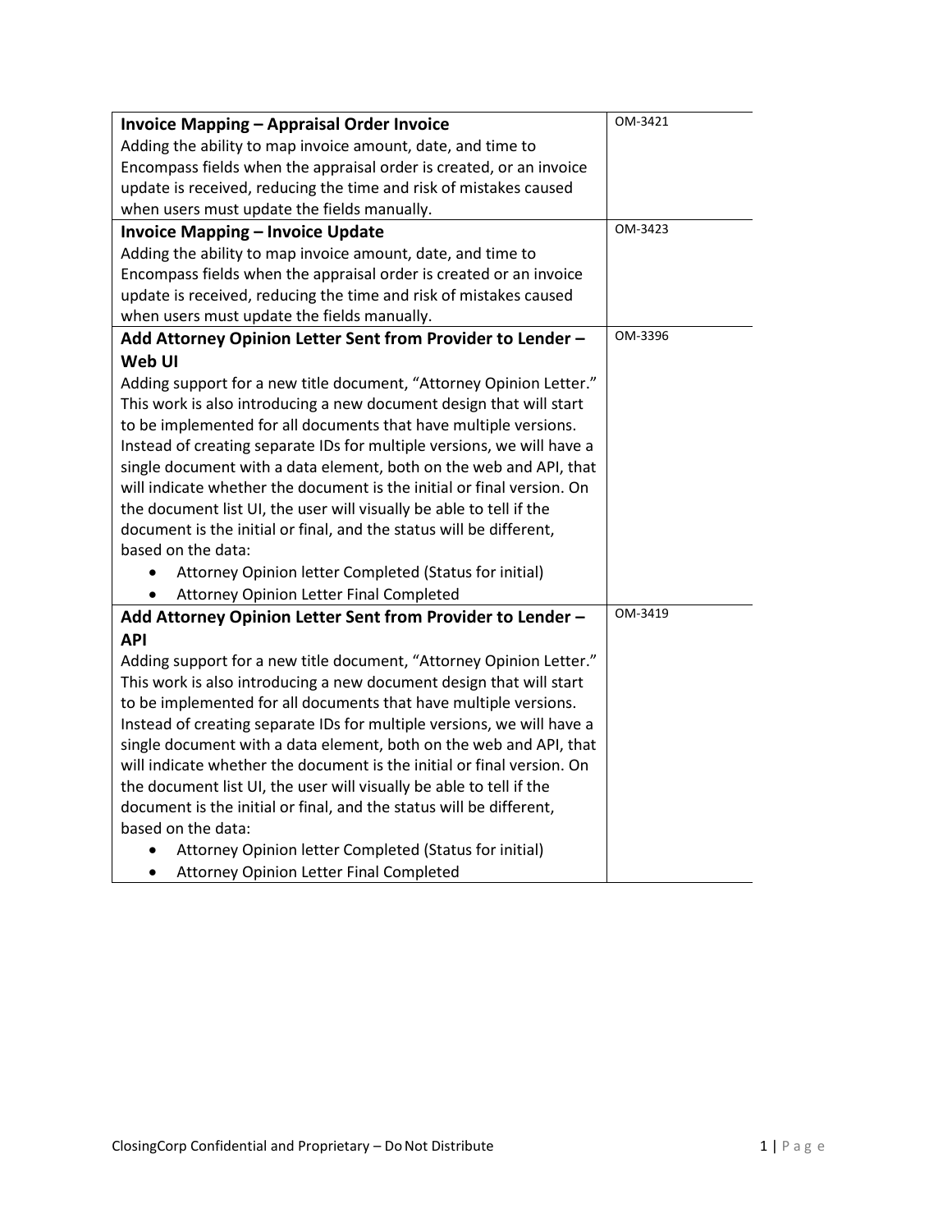| | |
|---|---|
| **Invoice Mapping – Appraisal Order Invoice**<br>Adding the ability to map invoice amount, date, and time to Encompass fields when the appraisal order is created, or an invoice update is received, reducing the time and risk of mistakes caused when users must update the fields manually. | OM-3421 |
| **Invoice Mapping – Invoice Update**<br>Adding the ability to map invoice amount, date, and time to Encompass fields when the appraisal order is created or an invoice update is received, reducing the time and risk of mistakes caused when users must update the fields manually. | OM-3423 |
| **Add Attorney Opinion Letter Sent from Provider to Lender – Web UI**<br>Adding support for a new title document, "Attorney Opinion Letter." This work is also introducing a new document design that will start to be implemented for all documents that have multiple versions. Instead of creating separate IDs for multiple versions, we will have a single document with a data element, both on the web and API, that will indicate whether the document is the initial or final version. On the document list UI, the user will visually be able to tell if the document is the initial or final, and the status will be different, based on the data:<br>• Attorney Opinion letter Completed (Status for initial)<br>• Attorney Opinion Letter Final Completed | OM-3396 |
| **Add Attorney Opinion Letter Sent from Provider to Lender – API**<br>Adding support for a new title document, "Attorney Opinion Letter." This work is also introducing a new document design that will start to be implemented for all documents that have multiple versions. Instead of creating separate IDs for multiple versions, we will have a single document with a data element, both on the web and API, that will indicate whether the document is the initial or final version. On the document list UI, the user will visually be able to tell if the document is the initial or final, and the status will be different, based on the data:<br>• Attorney Opinion letter Completed (Status for initial)<br>• Attorney Opinion Letter Final Completed | OM-3419 |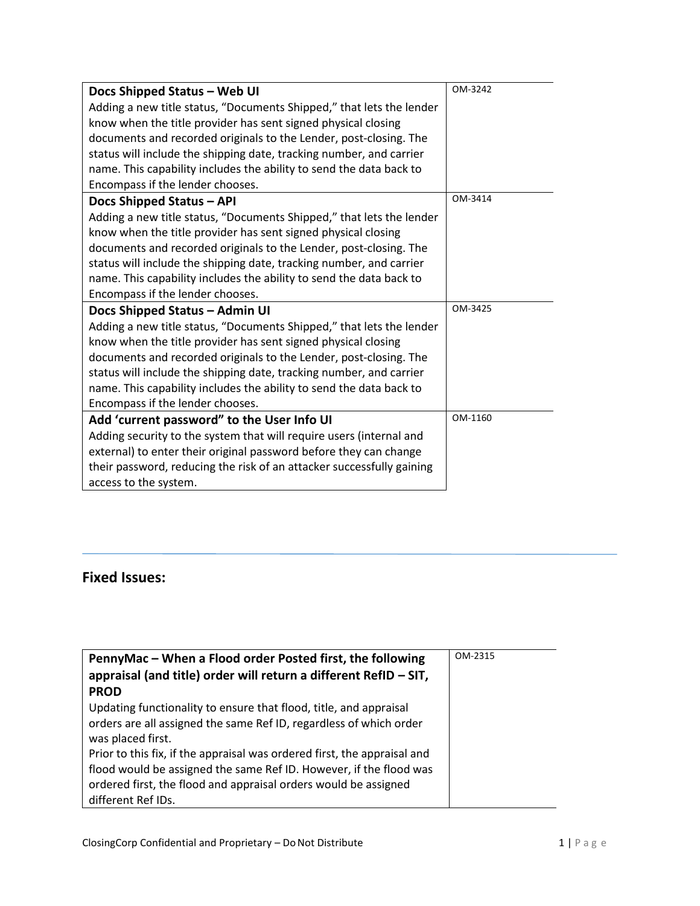| **Docs Shipped Status – Web UI**<br>Adding a new title status, "Documents Shipped," that lets the lender know when the title provider has sent signed physical closing documents and recorded originals to the Lender, post-closing. The status will include the shipping date, tracking number, and carrier name. This capability includes the ability to send the data back to Encompass if the lender chooses. | OM-3242 |
|---|---|
| **Docs Shipped Status – API**<br>Adding a new title status, "Documents Shipped," that lets the lender know when the title provider has sent signed physical closing documents and recorded originals to the Lender, post-closing. The status will include the shipping date, tracking number, and carrier name. This capability includes the ability to send the data back to Encompass if the lender chooses. | OM-3414 |
| **Docs Shipped Status – Admin UI**<br>Adding a new title status, "Documents Shipped," that lets the lender know when the title provider has sent signed physical closing documents and recorded originals to the Lender, post-closing. The status will include the shipping date, tracking number, and carrier name. This capability includes the ability to send the data back to Encompass if the lender chooses. | OM-3425 |
| **Add 'current password" to the User Info UI**<br>Adding security to the system that will require users (internal and external) to enter their original password before they can change their password, reducing the risk of an attacker successfully gaining access to the system. | OM-1160 |

## Fixed Issues:

| **PennyMac – When a Flood order Posted first, the following appraisal (and title) order will return a different RefID – SIT, PROD**<br>Updating functionality to ensure that flood, title, and appraisal orders are all assigned the same Ref ID, regardless of which order was placed first.<br>Prior to this fix, if the appraisal was ordered first, the appraisal and flood would be assigned the same Ref ID. However, if the flood was ordered first, the flood and appraisal orders would be assigned different Ref IDs. | OM-2315 |
|---|---|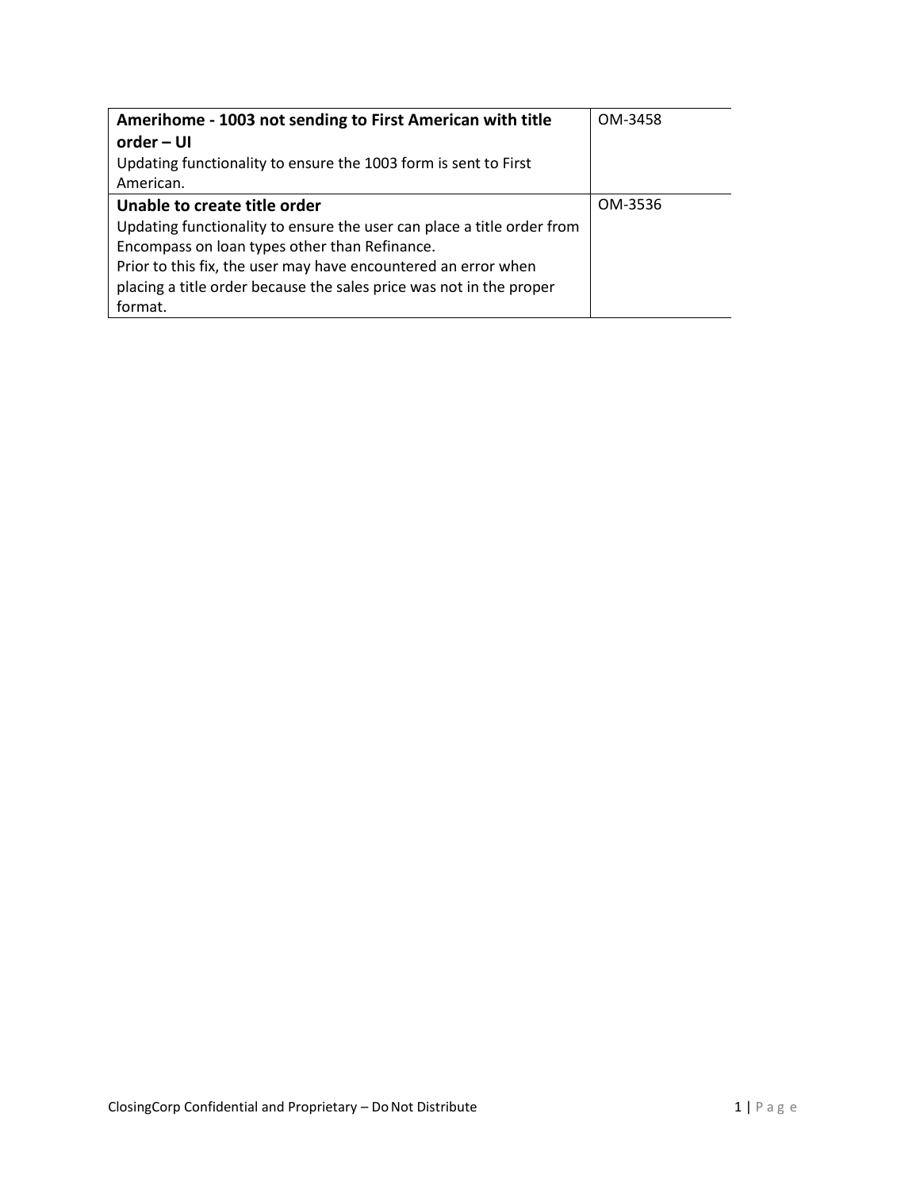| | |
|---|---|
| **Amerihome - 1003 not sending to First American with title order – UI**<br>Updating functionality to ensure the 1003 form is sent to First American. | OM-3458 |
| **Unable to create title order**<br>Updating functionality to ensure the user can place a title order from Encompass on loan types other than Refinance.<br>Prior to this fix, the user may have encountered an error when placing a title order because the sales price was not in the proper format. | OM-3536 |